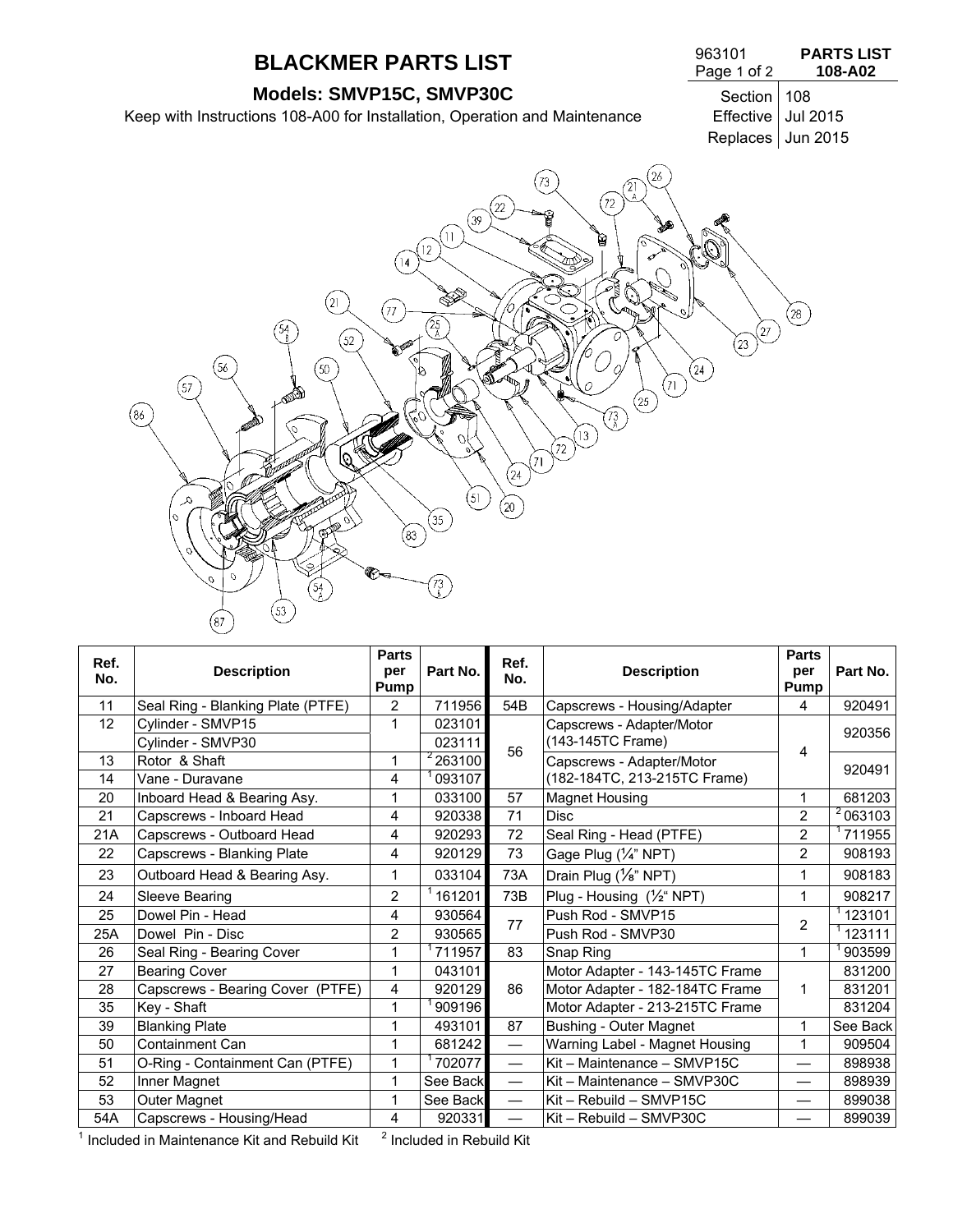# BLACKMER PARTS LIST

963101
Page 1 of 2

**PARTS LIST 108-A02**

## Models: SMVP15C, SMVP30C

Keep with Instructions 108-A00 for Installation, Operation and Maintenance

Section | 108
Effective | Jul 2015
Replaces | Jun 2015

| Ref. No. | Description | Parts per Pump | Part No. | Ref. No. | Description | Parts per Pump | Part No. |
|---|---|---|---|---|---|---|---|
| 11 | Seal Ring - Blanking Plate (PTFE) | 2 | 711956 | 54B | Capscrews - Housing/Adapter | 4 | 920491 |
| 12 | Cylinder - SMVP15 | 1 | 023101 | 56 | Capscrews - Adapter/Motor (143-145TC Frame) | 4 | 920356 |
| | Cylinder - SMVP30 | | 023111 | | | | |
| 13 | Rotor & Shaft | 1 | [2] 263100 | | Capscrews - Adapter/Motor (182-184TC, 213-215TC Frame) | | 920491 |
| 14 | Vane - Duravane | 4 | [1] 093107 | | | | |
| 20 | Inboard Head & Bearing Asy. | 1 | 033100 | 57 | Magnet Housing | 1 | 681203 |
| 21 | Capscrews - Inboard Head | 4 | 920338 | 71 | Disc | 2 | [2] 063103 |
| 21A | Capscrews - Outboard Head | 4 | 920293 | 72 | Seal Ring - Head (PTFE) | 2 | [1] 711955 |
| 22 | Capscrews - Blanking Plate | 4 | 920129 | 73 | Gage Plug (¼" NPT) | 2 | 908193 |
| 23 | Outboard Head & Bearing Asy. | 1 | 033104 | 73A | Drain Plug (⅛" NPT) | 1 | 908183 |
| 24 | Sleeve Bearing | 2 | [1] 161201 | 73B | Plug - Housing (½" NPT) | 1 | 908217 |
| 25 | Dowel Pin - Head | 4 | 930564 | 77 | Push Rod - SMVP15 | 2 | [1] 123101 |
| 25A | Dowel Pin - Disc | 2 | 930565 | | Push Rod - SMVP30 | | [1] 123111 |
| 26 | Seal Ring - Bearing Cover | 1 | [1] 711957 | 83 | Snap Ring | 1 | [1] 903599 |
| 27 | Bearing Cover | 1 | 043101 | 86 | Motor Adapter - 143-145TC Frame | 1 | 831200 |
| 28 | Capscrews - Bearing Cover (PTFE) | 4 | 920129 | | Motor Adapter - 182-184TC Frame | | 831201 |
| 35 | Key - Shaft | 1 | [1] 909196 | | Motor Adapter - 213-215TC Frame | | 831204 |
| 39 | Blanking Plate | 1 | 493101 | 87 | Bushing - Outer Magnet | 1 | See Back |
| 50 | Containment Can | 1 | 681242 | — | Warning Label - Magnet Housing | 1 | 909504 |
| 51 | O-Ring - Containment Can (PTFE) | 1 | [1] 702077 | — | Kit – Maintenance – SMVP15C | — | 898938 |
| 52 | Inner Magnet | 1 | See Back | — | Kit – Maintenance – SMVP30C | — | 898939 |
| 53 | Outer Magnet | 1 | See Back | — | Kit – Rebuild – SMVP15C | — | 899038 |
| 54A | Capscrews - Housing/Head | 4 | 920331 | — | Kit – Rebuild – SMVP30C | — | 899039 |

[1] Included in Maintenance Kit and Rebuild Kit   [2] Included in Rebuild Kit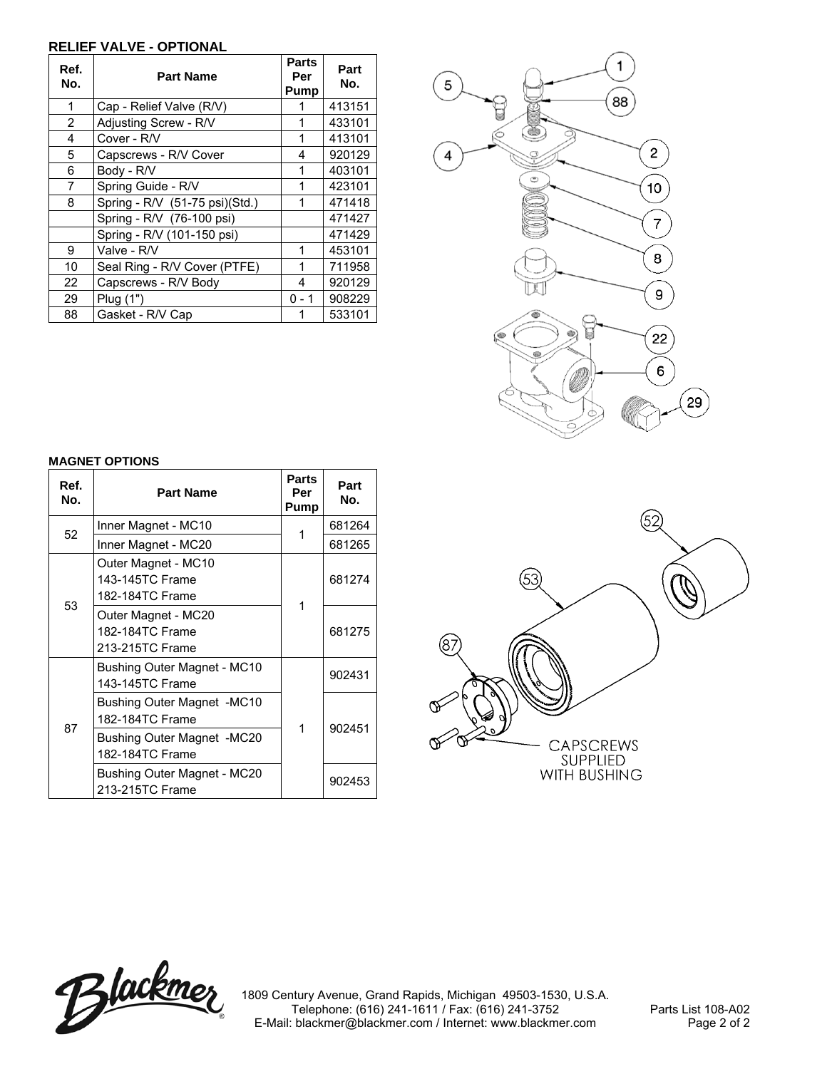## RELIEF VALVE - OPTIONAL

| Ref. No. | Part Name | Parts Per Pump | Part No. |
|---|---|---|---|
| 1 | Cap - Relief Valve (R/V) | 1 | 413151 |
| 2 | Adjusting Screw - R/V | 1 | 433101 |
| 4 | Cover - R/V | 1 | 413101 |
| 5 | Capscrews - R/V Cover | 4 | 920129 |
| 6 | Body - R/V | 1 | 403101 |
| 7 | Spring Guide - R/V | 1 | 423101 |
| 8 | Spring - R/V (51-75 psi)(Std.) | 1 | 471418 |
| | Spring - R/V (76-100 psi) | | 471427 |
| | Spring - R/V (101-150 psi) | | 471429 |
| 9 | Valve - R/V | 1 | 453101 |
| 10 | Seal Ring - R/V Cover (PTFE) | 1 | 711958 |
| 22 | Capscrews - R/V Body | 4 | 920129 |
| 29 | Plug (1") | 0 - 1 | 908229 |
| 88 | Gasket - R/V Cap | 1 | 533101 |

## MAGNET OPTIONS

| Ref. No. | Part Name | Parts Per Pump | Part No. |
|---|---|---|---|
| 52 | Inner Magnet - MC10 | 1 | 681264 |
| | Inner Magnet - MC20 | | 681265 |
| 53 | Outer Magnet - MC10 143-145TC Frame 182-184TC Frame | 1 | 681274 |
| | Outer Magnet - MC20 182-184TC Frame 213-215TC Frame | | 681275 |
| 87 | Bushing Outer Magnet - MC10 143-145TC Frame | 1 | 902431 |
| | Bushing Outer Magnet -MC10 182-184TC Frame | | 902451 |
| | Bushing Outer Magnet -MC20 182-184TC Frame | | 902451 |
| | Bushing Outer Magnet - MC20 213-215TC Frame | | 902453 |

CAPSCREWS SUPPLIED WITH BUSHING

1809 Century Avenue, Grand Rapids, Michigan 49503-1530, U.S.A.
Telephone: (616) 241-1611 / Fax: (616) 241-3752
E-Mail: blackmer@blackmer.com / Internet: www.blackmer.com

Parts List 108-A02